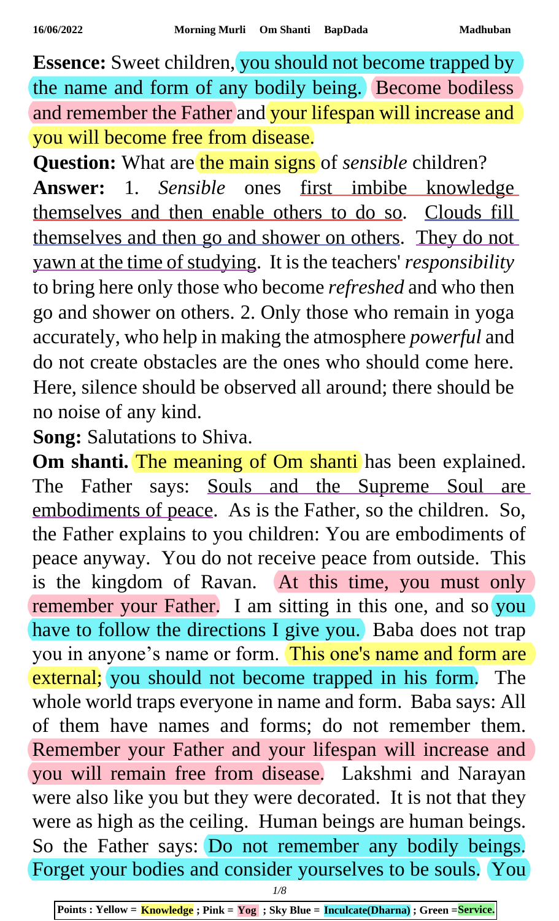**Essence:** Sweet children, you should not become trapped by the name and form of any bodily being. Become bodiless and remember the Father and your lifespan will increase and you will become free from disease.

**Question:** What are the main signs of *sensible* children?

**Answer:** 1. *Sensible* ones first imbibe knowledge themselves and then enable others to do so. Clouds fill themselves and then go and shower on others. They do not yawn at the time of studying. It is the teachers' *responsibility* to bring here only those who become *refreshed* and who then go and shower on others. 2. Only those who remain in yoga accurately, who help in making the atmosphere *powerful* and do not create obstacles are the ones who should come here. Here, silence should be observed all around; there should be no noise of any kind.

**Song:** Salutations to Shiva.

**Om shanti.** The meaning of Om shanti has been explained. The Father says: Souls and the Supreme Soul are embodiments of peace. As is the Father, so the children. So, the Father explains to you children: You are embodiments of peace anyway. You do not receive peace from outside. This is the kingdom of Ravan. At this time, you must only remember your Father. I am sitting in this one, and so you have to follow the directions I give you. Baba does not trap you in anyone's name or form. This one's name and form are external; you should not become trapped in his form. The whole world traps everyone in name and form. Baba says: All of them have names and forms; do not remember them. Remember your Father and your lifespan will increase and you will remain free from disease. Lakshmi and Narayan were also like you but they were decorated. It is not that they were as high as the ceiling. Human beings are human beings. So the Father says: Do not remember any bodily beings. Forget your bodies and consider yourselves to be souls. You

Points : Yellow = Knowledge ; Pink = Yog ; Sky Blue = Inculcate(Dharna) ; Green =Service.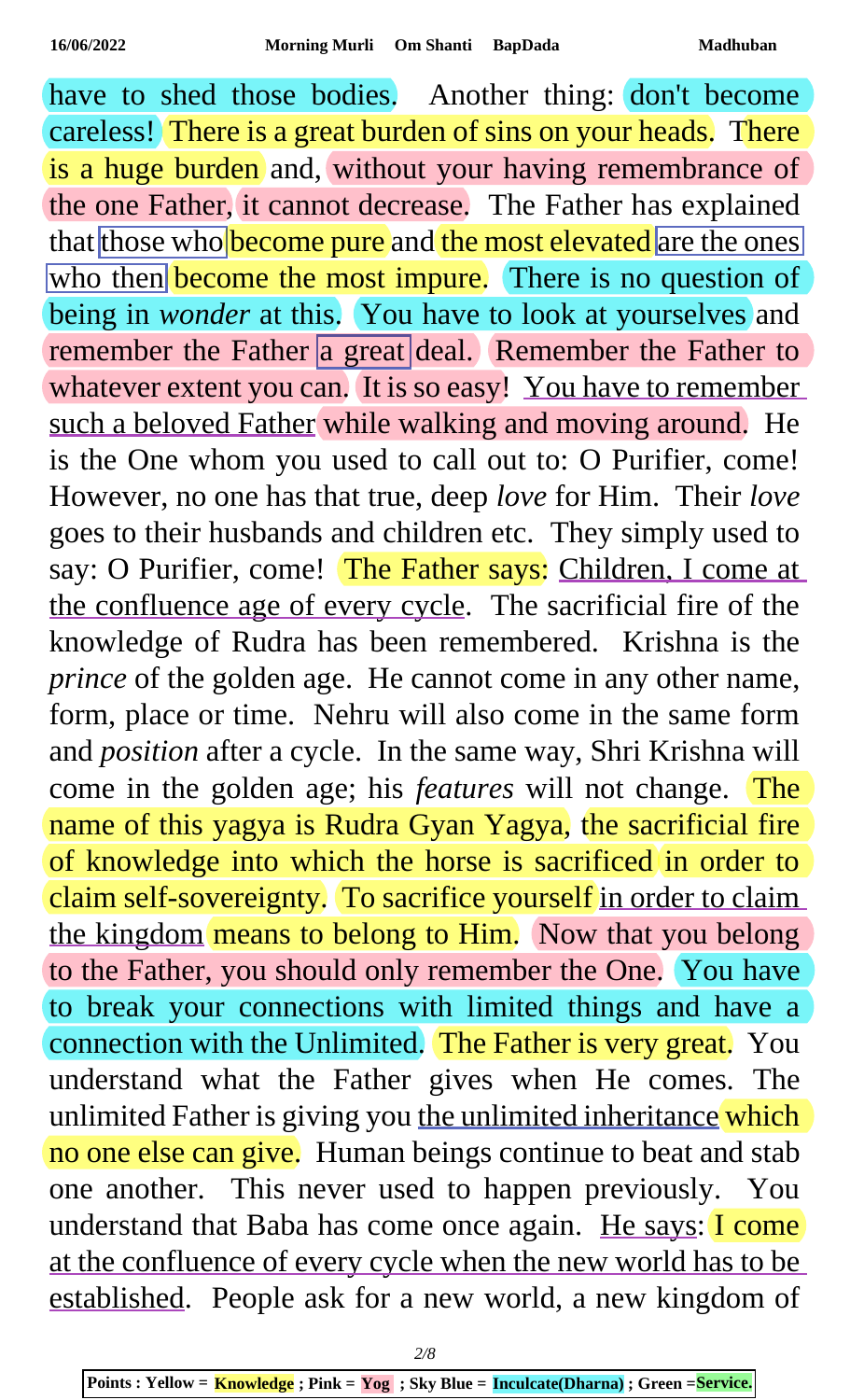have to shed those bodies. Another thing: don't become careless! There is a great burden of sins on your heads. There is a huge burden and, without your having remembrance of the one Father, it cannot decrease. The Father has explained that those who become pure and the most elevated are the ones who then become the most impure. There is no question of being in *wonder* at this. You have to look at yourselves and remember the Father a great deal. Remember the Father to whatever extent you can. It is so easy! You have to remember such a beloved Father while walking and moving around. He is the One whom you used to call out to: O Purifier, come! However, no one has that true, deep *love* for Him. Their *love* goes to their husbands and children etc. They simply used to say: O Purifier, come! The Father says: Children, I come at the confluence age of every cycle. The sacrificial fire of the knowledge of Rudra has been remembered. Krishna is the *prince* of the golden age. He cannot come in any other name, form, place or time. Nehru will also come in the same form and *position* after a cycle. In the same way, Shri Krishna will come in the golden age; his *features* will not change. The name of this yagya is Rudra Gyan Yagya, the sacrificial fire of knowledge into which the horse is sacrificed in order to claim self-sovereignty. To sacrifice yourself in order to claim the kingdom means to belong to Him. Now that you belong to the Father, you should only remember the One. You have to break your connections with limited things and have a connection with the Unlimited. The Father is very great. You understand what the Father gives when He comes. The unlimited Father is giving you the unlimited inheritance which no one else can give. Human beings continue to beat and stab one another. This never used to happen previously. You understand that Baba has come once again. He says: I come at the confluence of every cycle when the new world has to be established. People ask for a new world, a new kingdom of

**Points : Yellow = Knowledge ; Pink = Yog ; Sky Blue = Inculcate(Dharna) ; Green =Service.**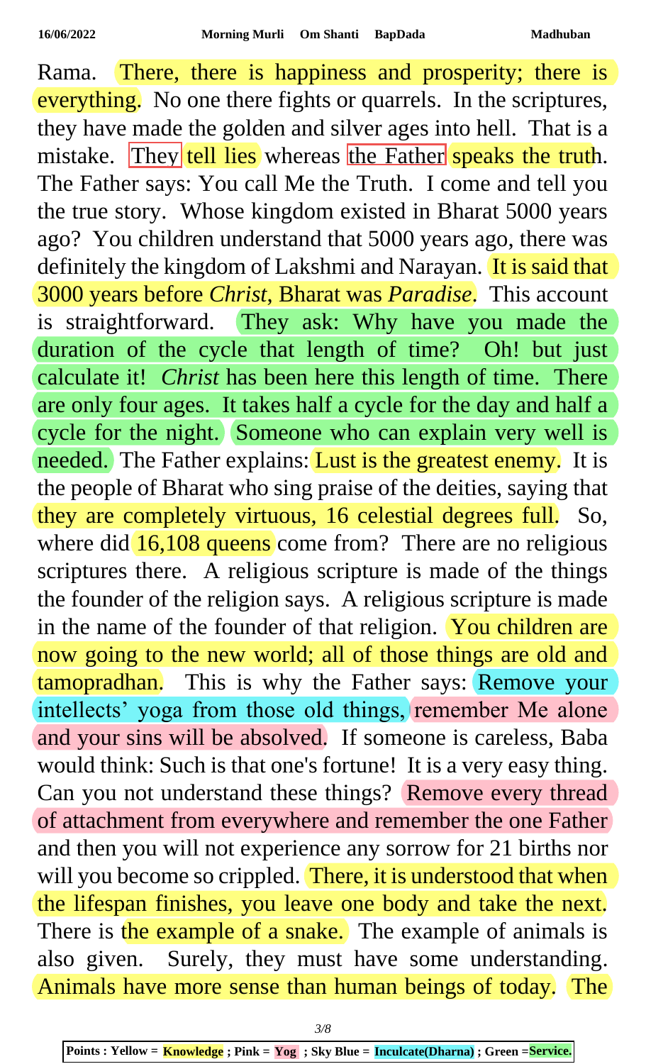Rama. There, there is happiness and prosperity; there is everything. No one there fights or quarrels. In the scriptures, they have made the golden and silver ages into hell. That is a mistake. They tell lies whereas the Father speaks the truth. The Father says: You call Me the Truth. I come and tell you the true story. Whose kingdom existed in Bharat 5000 years ago? You children understand that 5000 years ago, there was definitely the kingdom of Lakshmi and Narayan. It is said that 3000 years before *Christ*, Bharat was *Paradise*. This account is straightforward. They ask: Why have you made the duration of the cycle that length of time? Oh! but just calculate it! *Christ* has been here this length of time. There are only four ages. It takes half a cycle for the day and half a cycle for the night. Someone who can explain very well is needed. The Father explains: Lust is the greatest enemy. It is the people of Bharat who sing praise of the deities, saying that they are completely virtuous, 16 celestial degrees full. So, where did 16,108 queens come from? There are no religious scriptures there. A religious scripture is made of the things the founder of the religion says. A religious scripture is made in the name of the founder of that religion. You children are now going to the new world; all of those things are old and tamopradhan. This is why the Father says: Remove your intellects' yoga from those old things, remember Me alone and your sins will be absolved. If someone is careless, Baba would think: Such is that one's fortune! It is a very easy thing. Can you not understand these things? Remove every thread of attachment from everywhere and remember the one Father and then you will not experience any sorrow for 21 births nor will you become so crippled. There, it is understood that when the lifespan finishes, you leave one body and take the next. There is the example of a snake. The example of animals is also given. Surely, they must have some understanding. Animals have more sense than human beings of today. The

Points : Yellow = **Knowledge** ; Pink = **Yog** ; Sky Blue = **Inculcate(Dharna)** ; Green =**Service.**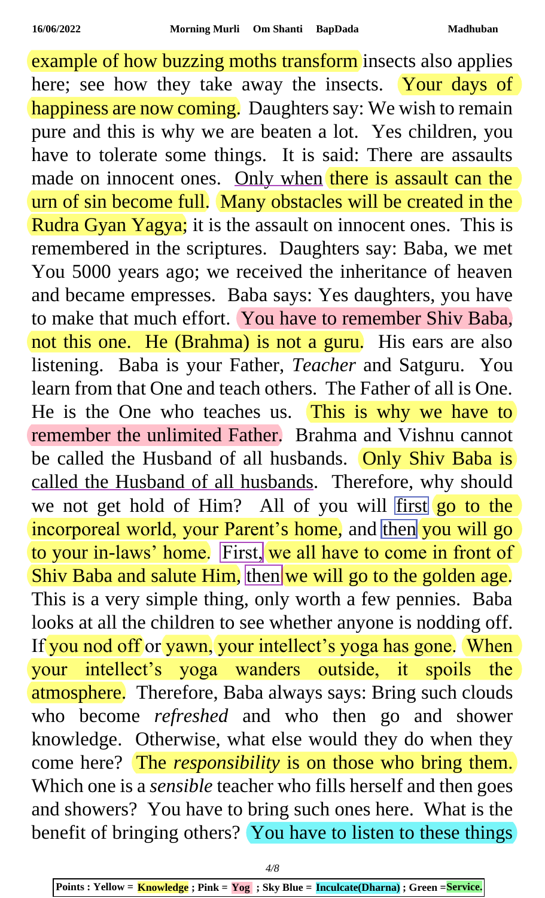example of how buzzing moths transform insects also applies here; see how they take away the insects. Your days of happiness are now coming. Daughters say: We wish to remain pure and this is why we are beaten a lot. Yes children, you have to tolerate some things. It is said: There are assaults made on innocent ones. Only when there is assault can the urn of sin become full. Many obstacles will be created in the Rudra Gyan Yagya; it is the assault on innocent ones. This is remembered in the scriptures. Daughters say: Baba, we met You 5000 years ago; we received the inheritance of heaven and became empresses. Baba says: Yes daughters, you have to make that much effort. You have to remember Shiv Baba, not this one. He (Brahma) is not a guru. His ears are also listening. Baba is your Father, *Teacher* and Satguru. You learn from that One and teach others. The Father of all is One. He is the One who teaches us. This is why we have to remember the unlimited Father. Brahma and Vishnu cannot be called the Husband of all husbands. Only Shiv Baba is called the Husband of all husbands. Therefore, why should we not get hold of Him? All of you will first go to the incorporeal world, your Parent's home, and then you will go to your in-laws' home. First, we all have to come in front of Shiv Baba and salute Him, then we will go to the golden age. This is a very simple thing, only worth a few pennies. Baba looks at all the children to see whether anyone is nodding off. If you nod off or yawn, your intellect's yoga has gone. When your intellect's yoga wanders outside, it spoils the atmosphere. Therefore, Baba always says: Bring such clouds who become *refreshed* and who then go and shower knowledge. Otherwise, what else would they do when they come here? The *responsibility* is on those who bring them. Which one is a *sensible* teacher who fills herself and then goes and showers? You have to bring such ones here. What is the benefit of bringing others? You have to listen to these things

**Points : Yellow = Knowledge ; Pink = Yog ; Sky Blue = Inculcate(Dharna) ; Green = Service.**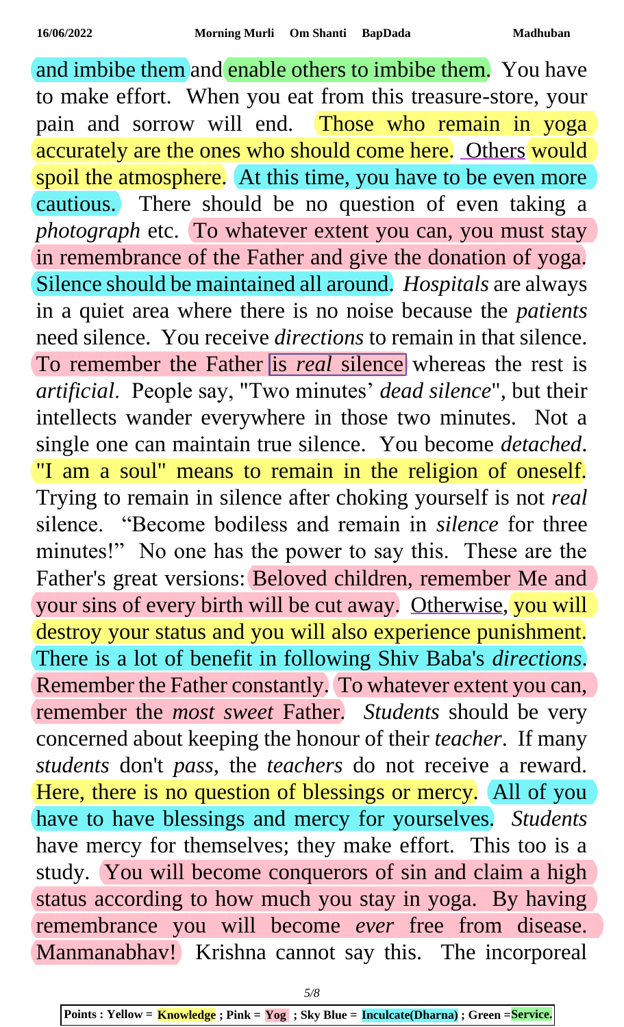and imbibe them and enable others to imbibe them. You have to make effort. When you eat from this treasure-store, your pain and sorrow will end. Those who remain in yoga accurately are the ones who should come here. Others would spoil the atmosphere. At this time, you have to be even more cautious. There should be no question of even taking a *photograph* etc. To whatever extent you can, you must stay in remembrance of the Father and give the donation of yoga. Silence should be maintained all around. *Hospitals* are always in a quiet area where there is no noise because the *patients* need silence. You receive *directions* to remain in that silence. To remember the Father is *real* silence whereas the rest is *artificial*. People say, "Two minutes' *dead silence*", but their intellects wander everywhere in those two minutes. Not a single one can maintain true silence. You become *detached*. "I am a soul" means to remain in the religion of oneself. Trying to remain in silence after choking yourself is not *real* silence. "Become bodiless and remain in *silence* for three minutes!" No one has the power to say this. These are the Father's great versions: Beloved children, remember Me and your sins of every birth will be cut away. Otherwise, you will destroy your status and you will also experience punishment. There is a lot of benefit in following Shiv Baba's *directions*. Remember the Father constantly. To whatever extent you can, remember the *most sweet* Father. *Students* should be very concerned about keeping the honour of their *teacher*. If many *students* don't *pass*, the *teachers* do not receive a reward. Here, there is no question of blessings or mercy. All of you have to have blessings and mercy for yourselves. *Students* have mercy for themselves; they make effort. This too is a study. You will become conquerors of sin and claim a high status according to how much you stay in yoga. By having remembrance you will become *ever* free from disease. Manmanabhav! Krishna cannot say this. The incorporeal

**Points : Yellow = Knowledge ; Pink = Yog ; Sky Blue = Inculcate(Dharna) ; Green = Service.**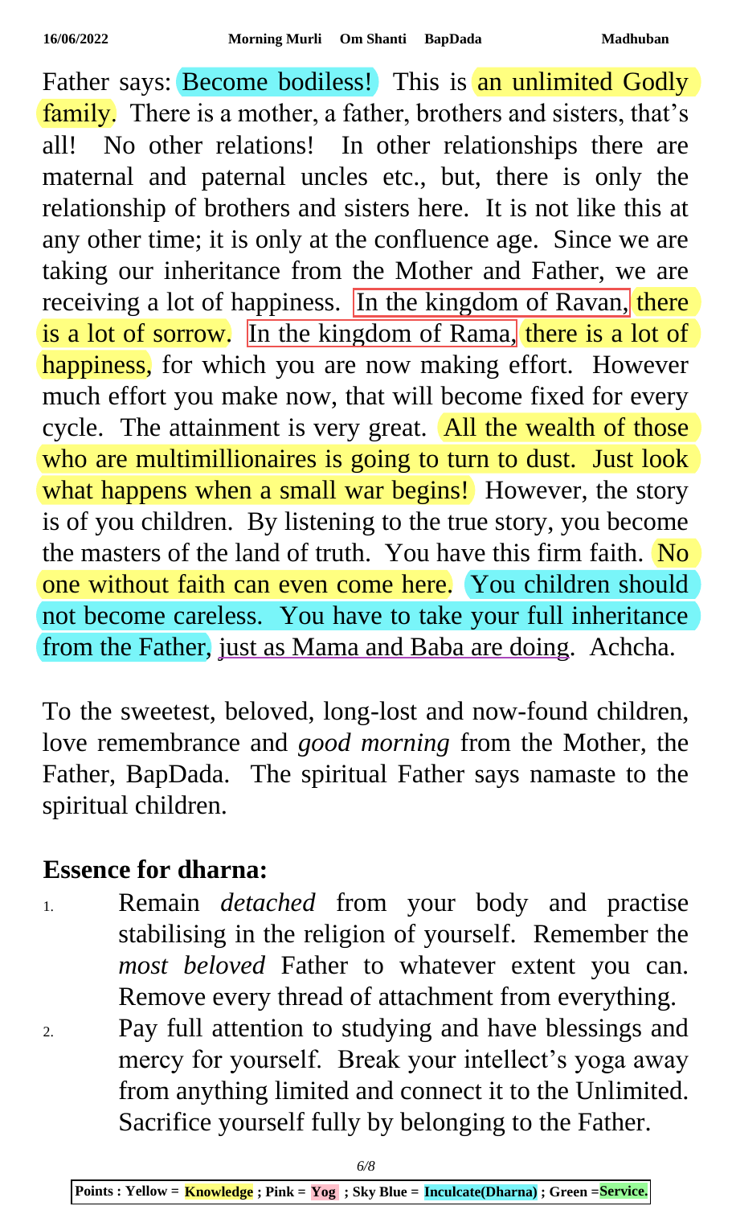Father says: Become bodiless! This is an unlimited Godly family. There is a mother, a father, brothers and sisters, that's all! No other relations! In other relationships there are maternal and paternal uncles etc., but, there is only the relationship of brothers and sisters here. It is not like this at any other time; it is only at the confluence age. Since we are taking our inheritance from the Mother and Father, we are receiving a lot of happiness. In the kingdom of Ravan, there is a lot of sorrow. In the kingdom of Rama, there is a lot of happiness, for which you are now making effort. However much effort you make now, that will become fixed for every cycle. The attainment is very great. All the wealth of those who are multimillionaires is going to turn to dust. Just look what happens when a small war begins! However, the story is of you children. By listening to the true story, you become the masters of the land of truth. You have this firm faith. No one without faith can even come here. You children should not become careless. You have to take your full inheritance from the Father, just as Mama and Baba are doing. Achcha.

To the sweetest, beloved, long-lost and now-found children, love remembrance and *good morning* from the Mother, the Father, BapDada. The spiritual Father says namaste to the spiritual children.

## Essence for dharna:

1. Remain *detached* from your body and practise stabilising in the religion of yourself. Remember the *most beloved* Father to whatever extent you can. Remove every thread of attachment from everything.
2. Pay full attention to studying and have blessings and mercy for yourself. Break your intellect's yoga away from anything limited and connect it to the Unlimited. Sacrifice yourself fully by belonging to the Father.

**Points : Yellow = Knowledge ; Pink = Yog ; Sky Blue = Inculcate(Dharna) ; Green =Service.**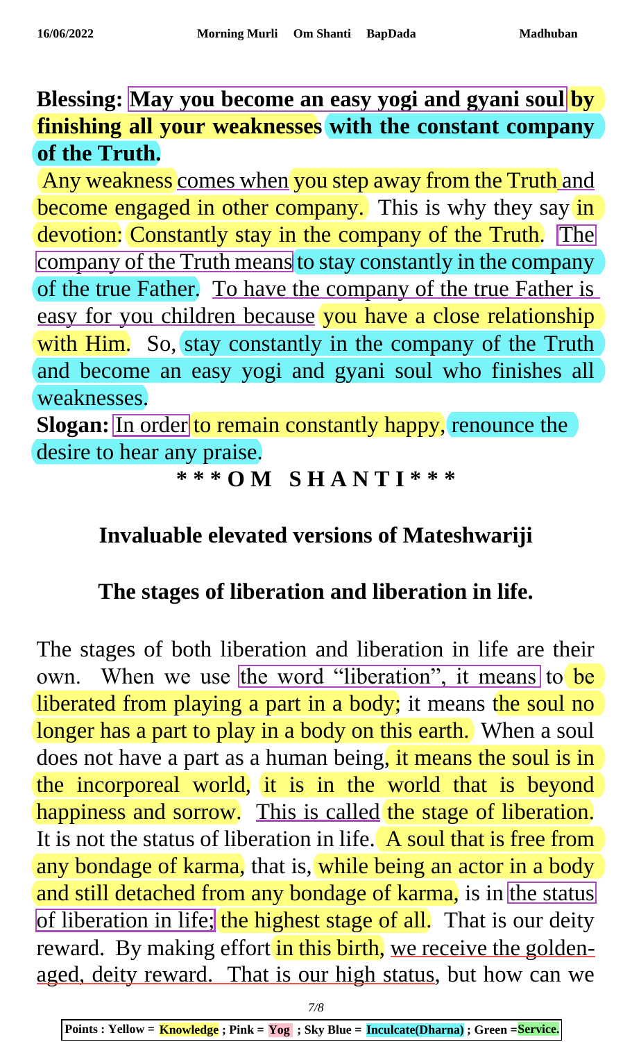**Blessing: May you become an easy yogi and gyani soul by finishing all your weaknesses with the constant company of the Truth.**

Any weakness comes when you step away from the Truth and become engaged in other company. This is why they say in devotion: Constantly stay in the company of the Truth. The company of the Truth means to stay constantly in the company of the true Father. To have the company of the true Father is easy for you children because you have a close relationship with Him. So, stay constantly in the company of the Truth and become an easy yogi and gyani soul who finishes all weaknesses.

**Slogan:** In order to remain constantly happy, renounce the desire to hear any praise.

**\* \* \* O M   S H A N T I \* \* \***

## Invaluable elevated versions of Mateshwariji

## The stages of liberation and liberation in life.

The stages of both liberation and liberation in life are their own. When we use the word "liberation", it means to be liberated from playing a part in a body; it means the soul no longer has a part to play in a body on this earth. When a soul does not have a part as a human being, it means the soul is in the incorporeal world, it is in the world that is beyond happiness and sorrow. This is called the stage of liberation. It is not the status of liberation in life. A soul that is free from any bondage of karma, that is, while being an actor in a body and still detached from any bondage of karma, is in the status of liberation in life; the highest stage of all. That is our deity reward. By making effort in this birth, we receive the golden-aged, deity reward. That is our high status, but how can we

Points : Yellow = Knowledge ; Pink = Yog ; Sky Blue = Inculcate(Dharna) ; Green =Service.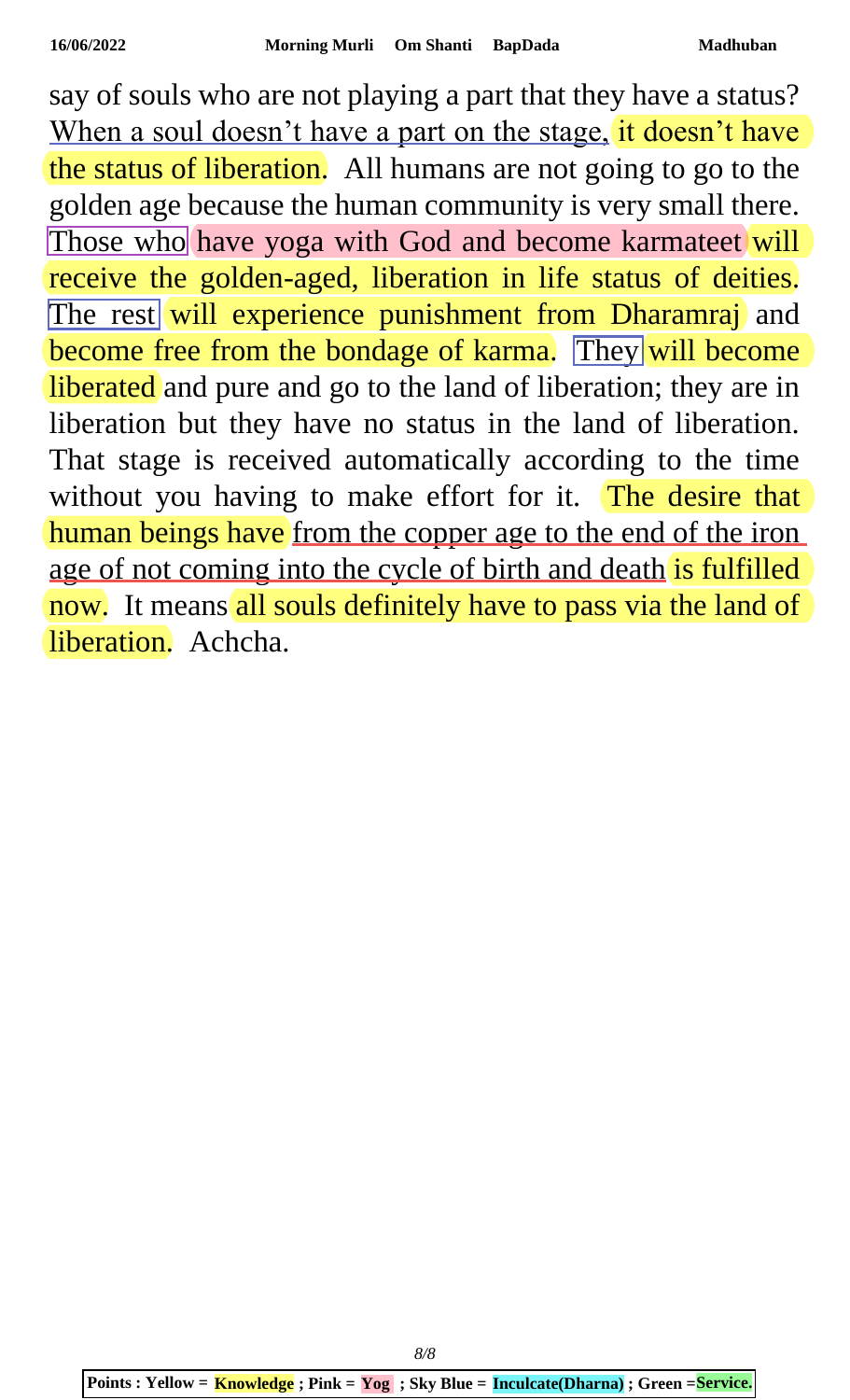say of souls who are not playing a part that they have a status? When a soul doesn't have a part on the stage, it doesn't have the status of liberation. All humans are not going to go to the golden age because the human community is very small there. Those who have yoga with God and become karmateet will receive the golden-aged, liberation in life status of deities. The rest will experience punishment from Dharamraj and become free from the bondage of karma. They will become liberated and pure and go to the land of liberation; they are in liberation but they have no status in the land of liberation. That stage is received automatically according to the time without you having to make effort for it. The desire that human beings have from the copper age to the end of the iron age of not coming into the cycle of birth and death is fulfilled now. It means all souls definitely have to pass via the land of liberation. Achcha.

**Points : Yellow = Knowledge ; Pink = Yog ; Sky Blue = Inculcate(Dharna) ; Green = Service.**